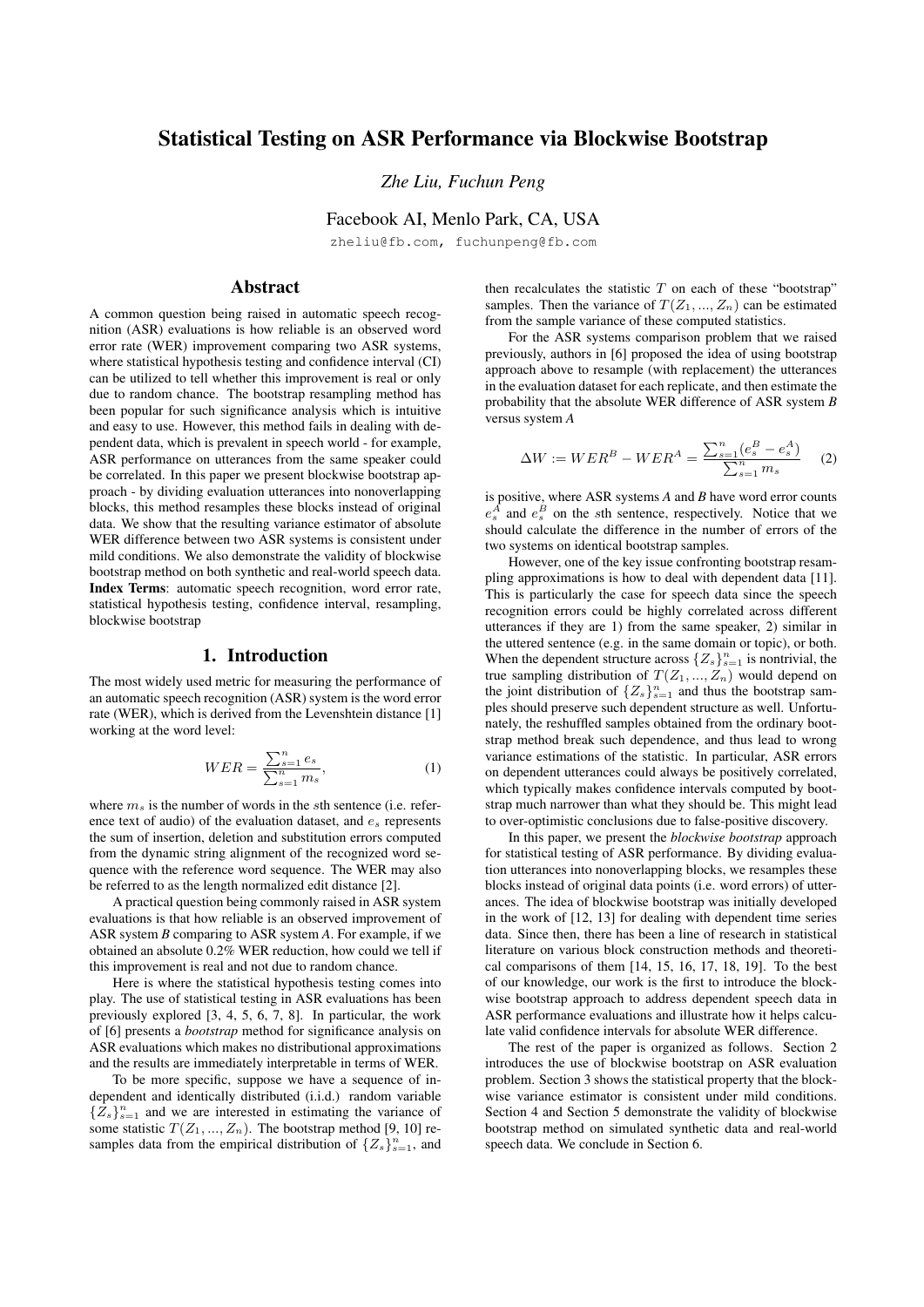# Statistical Testing on ASR Performance via Blockwise Bootstrap

*Zhe Liu, Fuchun Peng*

Facebook AI, Menlo Park, CA, USA

zheliu@fb.com, fuchunpeng@fb.com

## Abstract

A common question being raised in automatic speech recognition (ASR) evaluations is how reliable is an observed word error rate (WER) improvement comparing two ASR systems, where statistical hypothesis testing and confidence interval (CI) can be utilized to tell whether this improvement is real or only due to random chance. The bootstrap resampling method has been popular for such significance analysis which is intuitive and easy to use. However, this method fails in dealing with dependent data, which is prevalent in speech world - for example, ASR performance on utterances from the same speaker could be correlated. In this paper we present blockwise bootstrap approach - by dividing evaluation utterances into nonoverlapping blocks, this method resamples these blocks instead of original data. We show that the resulting variance estimator of absolute WER difference between two ASR systems is consistent under mild conditions. We also demonstrate the validity of blockwise bootstrap method on both synthetic and real-world speech data.

**Index Terms**: automatic speech recognition, word error rate, statistical hypothesis testing, confidence interval, resampling, blockwise bootstrap

## 1. Introduction

The most widely used metric for measuring the performance of an automatic speech recognition (ASR) system is the word error rate (WER), which is derived from the Levenshtein distance [1] working at the word level:

$$WER = \frac{\sum_{s=1}^{n} e_s}{\sum_{s=1}^{n} m_s}, \tag{1}$$

where $m_s$ is the number of words in the $s$th sentence (i.e. reference text of audio) of the evaluation dataset, and $e_s$ represents the sum of insertion, deletion and substitution errors computed from the dynamic string alignment of the recognized word sequence with the reference word sequence. The WER may also be referred to as the length normalized edit distance [2].

A practical question being commonly raised in ASR system evaluations is that how reliable is an observed improvement of ASR system *B* comparing to ASR system *A*. For example, if we obtained an absolute 0.2% WER reduction, how could we tell if this improvement is real and not due to random chance.

Here is where the statistical hypothesis testing comes into play. The use of statistical testing in ASR evaluations has been previously explored [3, 4, 5, 6, 7, 8]. In particular, the work of [6] presents a *bootstrap* method for significance analysis on ASR evaluations which makes no distributional approximations and the results are immediately interpretable in terms of WER.

To be more specific, suppose we have a sequence of independent and identically distributed (i.i.d.) random variable $\{Z_s\}_{s=1}^{n}$ and we are interested in estimating the variance of some statistic $T(Z_1, ..., Z_n)$. The bootstrap method [9, 10] resamples data from the empirical distribution of $\{Z_s\}_{s=1}^{n}$, and then recalculates the statistic $T$ on each of these "bootstrap" samples. Then the variance of $T(Z_1, ..., Z_n)$ can be estimated from the sample variance of these computed statistics.

For the ASR systems comparison problem that we raised previously, authors in [6] proposed the idea of using bootstrap approach above to resample (with replacement) the utterances in the evaluation dataset for each replicate, and then estimate the probability that the absolute WER difference of ASR system *B* versus system *A*

$$\Delta W := WER^B - WER^A = \frac{\sum_{s=1}^{n}(e_s^B - e_s^A)}{\sum_{s=1}^{n} m_s} \tag{2}$$

is positive, where ASR systems *A* and *B* have word error counts $e_s^A$ and $e_s^B$ on the $s$th sentence, respectively. Notice that we should calculate the difference in the number of errors of the two systems on identical bootstrap samples.

However, one of the key issue confronting bootstrap resampling approximations is how to deal with dependent data [11]. This is particularly the case for speech data since the speech recognition errors could be highly correlated across different utterances if they are 1) from the same speaker, 2) similar in the uttered sentence (e.g. in the same domain or topic), or both. When the dependent structure across $\{Z_s\}_{s=1}^{n}$ is nontrivial, the true sampling distribution of $T(Z_1, ..., Z_n)$ would depend on the joint distribution of $\{Z_s\}_{s=1}^{n}$ and thus the bootstrap samples should preserve such dependent structure as well. Unfortunately, the reshuffled samples obtained from the ordinary bootstrap method break such dependence, and thus lead to wrong variance estimations of the statistic. In particular, ASR errors on dependent utterances could always be positively correlated, which typically makes confidence intervals computed by bootstrap much narrower than what they should be. This might lead to over-optimistic conclusions due to false-positive discovery.

In this paper, we present the *blockwise bootstrap* approach for statistical testing of ASR performance. By dividing evaluation utterances into nonoverlapping blocks, we resamples these blocks instead of original data points (i.e. word errors) of utterances. The idea of blockwise bootstrap was initially developed in the work of [12, 13] for dealing with dependent time series data. Since then, there has been a line of research in statistical literature on various block construction methods and theoretical comparisons of them [14, 15, 16, 17, 18, 19]. To the best of our knowledge, our work is the first to introduce the blockwise bootstrap approach to address dependent speech data in ASR performance evaluations and illustrate how it helps calculate valid confidence intervals for absolute WER difference.

The rest of the paper is organized as follows. Section 2 introduces the use of blockwise bootstrap on ASR evaluation problem. Section 3 shows the statistical property that the blockwise variance estimator is consistent under mild conditions. Section 4 and Section 5 demonstrate the validity of blockwise bootstrap method on simulated synthetic data and real-world speech data. We conclude in Section 6.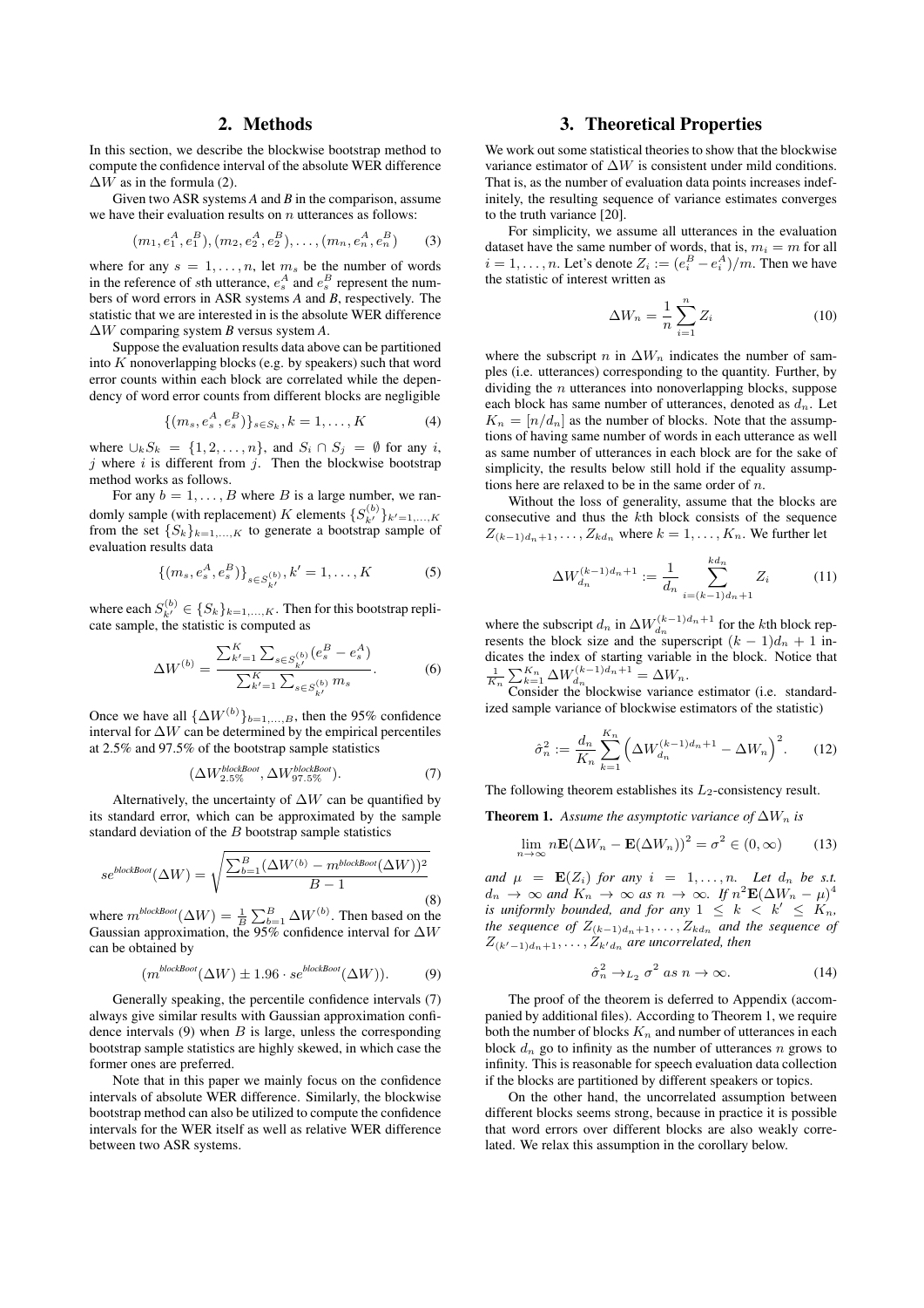## 2. Methods

In this section, we describe the blockwise bootstrap method to compute the confidence interval of the absolute WER difference $\Delta W$ as in the formula (2).

Given two ASR systems *A* and *B* in the comparison, assume we have their evaluation results on $n$ utterances as follows:

$$(m_1, e_1^A, e_1^B), (m_2, e_2^A, e_2^B), \ldots, (m_n, e_n^A, e_n^B) \quad (3)$$

where for any $s = 1, \ldots, n$, let $m_s$ be the number of words in the reference of $s$th utterance, $e_s^A$ and $e_s^B$ represent the numbers of word errors in ASR systems *A* and *B*, respectively. The statistic that we are interested in is the absolute WER difference $\Delta W$ comparing system *B* versus system *A*.

Suppose the evaluation results data above can be partitioned into $K$ nonoverlapping blocks (e.g. by speakers) such that word error counts within each block are correlated while the dependency of word error counts from different blocks are negligible

$$\{(m_s, e_s^A, e_s^B)\}_{s \in S_k}, k = 1, \ldots, K \quad (4)$$

where $\cup_k S_k = \{1, 2, \ldots, n\}$, and $S_i \cap S_j = \emptyset$ for any $i$, $j$ where $i$ is different from $j$. Then the blockwise bootstrap method works as follows.

For any $b = 1, \ldots, B$ where $B$ is a large number, we randomly sample (with replacement) $K$ elements $\{S_{k'}^{(b)}\}_{k'=1,\ldots,K}$ from the set $\{S_k\}_{k=1,\ldots,K}$ to generate a bootstrap sample of evaluation results data

$$\{(m_s, e_s^A, e_s^B)\}_{s \in S_{k'}^{(b)}}, k' = 1, \ldots, K \quad (5)$$

where each $S_{k'}^{(b)} \in \{S_k\}_{k=1,\ldots,K}$. Then for this bootstrap replicate sample, the statistic is computed as

$$\Delta W^{(b)} = \frac{\sum_{k'=1}^{K} \sum_{s \in S_{k'}^{(b)}} (e_s^B - e_s^A)}{\sum_{k'=1}^{K} \sum_{s \in S_{k'}^{(b)}} m_s}. \quad (6)$$

Once we have all $\{\Delta W^{(b)}\}_{b=1,\ldots,B}$, then the 95% confidence interval for $\Delta W$ can be determined by the empirical percentiles at 2.5% and 97.5% of the bootstrap sample statistics

$$(\Delta W_{2.5\%}^{blockBoot}, \Delta W_{97.5\%}^{blockBoot}). \quad (7)$$

Alternatively, the uncertainty of $\Delta W$ can be quantified by its standard error, which can be approximated by the sample standard deviation of the $B$ bootstrap sample statistics

$$se^{blockBoot}(\Delta W) = \sqrt{\frac{\sum_{b=1}^{B} (\Delta W^{(b)} - m^{blockBoot}(\Delta W))^2}{B - 1}} \quad (8)$$

where $m^{blockBoot}(\Delta W) = \frac{1}{B} \sum_{b=1}^{B} \Delta W^{(b)}$. Then based on the Gaussian approximation, the 95% confidence interval for $\Delta W$ can be obtained by

$$(m^{blockBoot}(\Delta W) \pm 1.96 \cdot se^{blockBoot}(\Delta W)). \quad (9)$$

Generally speaking, the percentile confidence intervals (7) always give similar results with Gaussian approximation confidence intervals (9) when $B$ is large, unless the corresponding bootstrap sample statistics are highly skewed, in which case the former ones are preferred.

Note that in this paper we mainly focus on the confidence intervals of absolute WER difference. Similarly, the blockwise bootstrap method can also be utilized to compute the confidence intervals for the WER itself as well as relative WER difference between two ASR systems.

## 3. Theoretical Properties

We work out some statistical theories to show that the blockwise variance estimator of $\Delta W$ is consistent under mild conditions. That is, as the number of evaluation data points increases indefinitely, the resulting sequence of variance estimates converges to the truth variance [20].

For simplicity, we assume all utterances in the evaluation dataset have the same number of words, that is, $m_i = m$ for all $i = 1, \ldots, n$. Let's denote $Z_i := (e_i^B - e_i^A)/m$. Then we have the statistic of interest written as

$$\Delta W_n = \frac{1}{n} \sum_{i=1}^{n} Z_i \quad (10)$$

where the subscript $n$ in $\Delta W_n$ indicates the number of samples (i.e. utterances) corresponding to the quantity. Further, by dividing the $n$ utterances into nonoverlapping blocks, suppose each block has same number of utterances, denoted as $d_n$. Let $K_n = [n/d_n]$ as the number of blocks. Note that the assumptions of having same number of words in each utterance as well as same number of utterances in each block are for the sake of simplicity, the results below still hold if the equality assumptions here are relaxed to be in the same order of $n$.

Without the loss of generality, assume that the blocks are consecutive and thus the $k$th block consists of the sequence $Z_{(k-1)d_n+1}, \ldots, Z_{kd_n}$ where $k = 1, \ldots, K_n$. We further let

$$\Delta W_{d_n}^{(k-1)d_n+1} := \frac{1}{d_n} \sum_{i=(k-1)d_n+1}^{kd_n} Z_i \quad (11)$$

where the subscript $d_n$ in $\Delta W_{d_n}^{(k-1)d_n+1}$ for the $k$th block represents the block size and the superscript $(k-1)d_n + 1$ indicates the index of starting variable in the block. Notice that $\frac{1}{K_n} \sum_{k=1}^{K_n} \Delta W_{d_n}^{(k-1)d_n+1} = \Delta W_n$.

Consider the blockwise variance estimator (i.e. standardized sample variance of blockwise estimators of the statistic)

$$\hat{\sigma}_n^2 := \frac{d_n}{K_n} \sum_{k=1}^{K_n} \left( \Delta W_{d_n}^{(k-1)d_n+1} - \Delta W_n \right)^2. \quad (12)$$

The following theorem establishes its $L_2$-consistency result.

**Theorem 1.** *Assume the asymptotic variance of $\Delta W_n$ is*

$$\lim_{n \to \infty} n \mathbf{E}(\Delta W_n - \mathbf{E}(\Delta W_n))^2 = \sigma^2 \in (0, \infty) \quad (13)$$

*and $\mu = \mathbf{E}(Z_i)$ for any $i = 1, \ldots, n$. Let $d_n$ be s.t. $d_n \to \infty$ and $K_n \to \infty$ as $n \to \infty$. If $n^2 \mathbf{E}(\Delta W_n - \mu)^4$ is uniformly bounded, and for any $1 \leq k < k' \leq K_n$, the sequence of $Z_{(k-1)d_n+1}, \ldots, Z_{kd_n}$ and the sequence of $Z_{(k'-1)d_n+1}, \ldots, Z_{k'd_n}$ are uncorrelated, then*

$$\hat{\sigma}_n^2 \to_{L_2} \sigma^2 \text{ as } n \to \infty. \quad (14)$$

The proof of the theorem is deferred to Appendix (accompanied by additional files). According to Theorem 1, we require both the number of blocks $K_n$ and number of utterances in each block $d_n$ go to infinity as the number of utterances $n$ grows to infinity. This is reasonable for speech evaluation data collection if the blocks are partitioned by different speakers or topics.

On the other hand, the uncorrelated assumption between different blocks seems strong, because in practice it is possible that word errors over different blocks are also weakly correlated. We relax this assumption in the corollary below.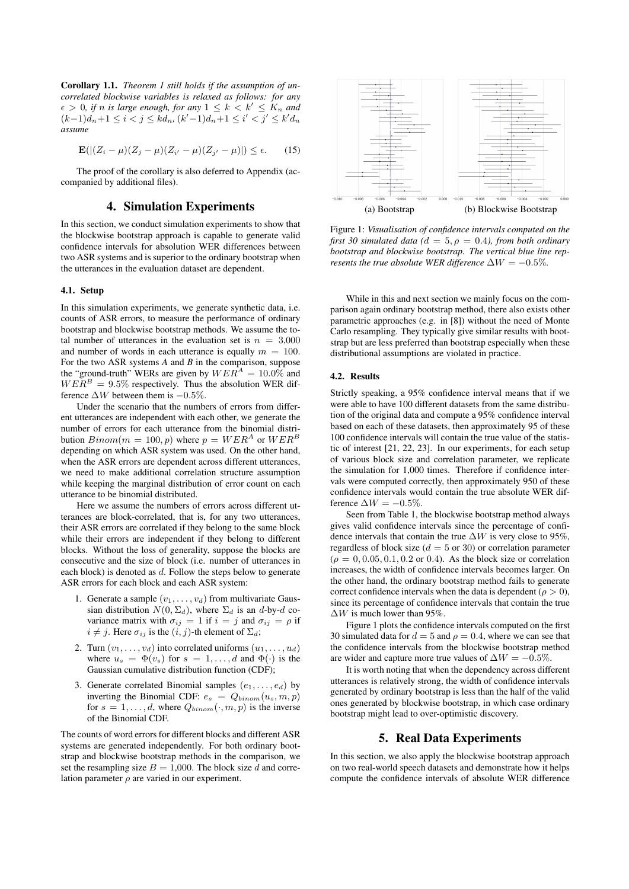**Corollary 1.1.** *Theorem 1 still holds if the assumption of uncorrelated blockwise variables is relaxed as follows: for any $\epsilon > 0$, if $n$ is large enough, for any $1 \leq k < k' \leq K_n$ and $(k-1)d_n+1 \leq i < j \leq kd_n$, $(k'-1)d_n+1 \leq i' < j' \leq k'd_n$ assume*

$$\mathbf{E}(|(Z_i - \mu)(Z_j - \mu)(Z_{i'} - \mu)(Z_{j'} - \mu)|) \leq \epsilon. \tag{15}$$

The proof of the corollary is also deferred to Appendix (accompanied by additional files).

## 4. Simulation Experiments

In this section, we conduct simulation experiments to show that the blockwise bootstrap approach is capable to generate valid confidence intervals for absolution WER differences between two ASR systems and is superior to the ordinary bootstrap when the utterances in the evaluation dataset are dependent.

### 4.1. Setup

In this simulation experiments, we generate synthetic data, i.e. counts of ASR errors, to measure the performance of ordinary bootstrap and blockwise bootstrap methods. We assume the total number of utterances in the evaluation set is $n = 3{,}000$ and number of words in each utterance is equally $m = 100$. For the two ASR systems *A* and *B* in the comparison, suppose the "ground-truth" WERs are given by $WER^A = 10.0\%$ and $WER^B = 9.5\%$ respectively. Thus the absolution WER difference $\Delta W$ between them is $-0.5\%$.

Under the scenario that the numbers of errors from different utterances are independent with each other, we generate the number of errors for each utterance from the binomial distribution $Binom(m = 100, p)$ where $p = WER^A$ or $WER^B$ depending on which ASR system was used. On the other hand, when the ASR errors are dependent across different utterances, we need to make additional correlation structure assumption while keeping the marginal distribution of error count on each utterance to be binomial distributed.

Here we assume the numbers of errors across different utterances are block-correlated, that is, for any two utterances, their ASR errors are correlated if they belong to the same block while their errors are independent if they belong to different blocks. Without the loss of generality, suppose the blocks are consecutive and the size of block (i.e. number of utterances in each block) is denoted as $d$. Follow the steps below to generate ASR errors for each block and each ASR system:

1. Generate a sample $(v_1, \ldots, v_d)$ from multivariate Gaussian distribution $N(0, \Sigma_d)$, where $\Sigma_d$ is an $d$-by-$d$ covariance matrix with $\sigma_{ij} = 1$ if $i = j$ and $\sigma_{ij} = \rho$ if $i \neq j$. Here $\sigma_{ij}$ is the $(i, j)$-th element of $\Sigma_d$;
2. Turn $(v_1, \ldots, v_d)$ into correlated uniforms $(u_1, \ldots, u_d)$ where $u_s = \Phi(v_s)$ for $s = 1, \ldots, d$ and $\Phi(\cdot)$ is the Gaussian cumulative distribution function (CDF);
3. Generate correlated Binomial samples $(e_1, \ldots, e_d)$ by inverting the Binomial CDF: $e_s = Q_{binom}(u_s, m, p)$ for $s = 1, \ldots, d$, where $Q_{binom}(\cdot, m, p)$ is the inverse of the Binomial CDF.

The counts of word errors for different blocks and different ASR systems are generated independently. For both ordinary bootstrap and blockwise bootstrap methods in the comparison, we set the resampling size $B = 1{,}000$. The block size $d$ and correlation parameter $\rho$ are varied in our experiment.

(a) Bootstrap (b) Blockwise Bootstrap

Figure 1: *Visualisation of confidence intervals computed on the first 30 simulated data ($d = 5, \rho = 0.4$), from both ordinary bootstrap and blockwise bootstrap. The vertical blue line represents the true absolute WER difference $\Delta W = -0.5\%$.*

While in this and next section we mainly focus on the comparison again ordinary bootstrap method, there also exists other parametric approaches (e.g. in [8]) without the need of Monte Carlo resampling. They typically give similar results with bootstrap but are less preferred than bootstrap especially when these distributional assumptions are violated in practice.

### 4.2. Results

Strictly speaking, a 95% confidence interval means that if we were able to have 100 different datasets from the same distribution of the original data and compute a 95% confidence interval based on each of these datasets, then approximately 95 of these 100 confidence intervals will contain the true value of the statistic of interest [21, 22, 23]. In our experiments, for each setup of various block size and correlation parameter, we replicate the simulation for 1,000 times. Therefore if confidence intervals were computed correctly, then approximately 950 of these confidence intervals would contain the true absolute WER difference $\Delta W = -0.5\%$.

Seen from Table 1, the blockwise bootstrap method always gives valid confidence intervals since the percentage of confidence intervals that contain the true $\Delta W$ is very close to 95%, regardless of block size ($d = 5$ or 30) or correlation parameter ($\rho = 0, 0.05, 0.1, 0.2$ or 0.4). As the block size or correlation increases, the width of confidence intervals becomes larger. On the other hand, the ordinary bootstrap method fails to generate correct confidence intervals when the data is dependent ($\rho > 0$), since its percentage of confidence intervals that contain the true $\Delta W$ is much lower than 95%.

Figure 1 plots the confidence intervals computed on the first 30 simulated data for $d = 5$ and $\rho = 0.4$, where we can see that the confidence intervals from the blockwise bootstrap method are wider and capture more true values of $\Delta W = -0.5\%$.

It is worth noting that when the dependency across different utterances is relatively strong, the width of confidence intervals generated by ordinary bootstrap is less than the half of the valid ones generated by blockwise bootstrap, in which case ordinary bootstrap might lead to over-optimistic discovery.

## 5. Real Data Experiments

In this section, we also apply the blockwise bootstrap approach on two real-world speech datasets and demonstrate how it helps compute the confidence intervals of absolute WER difference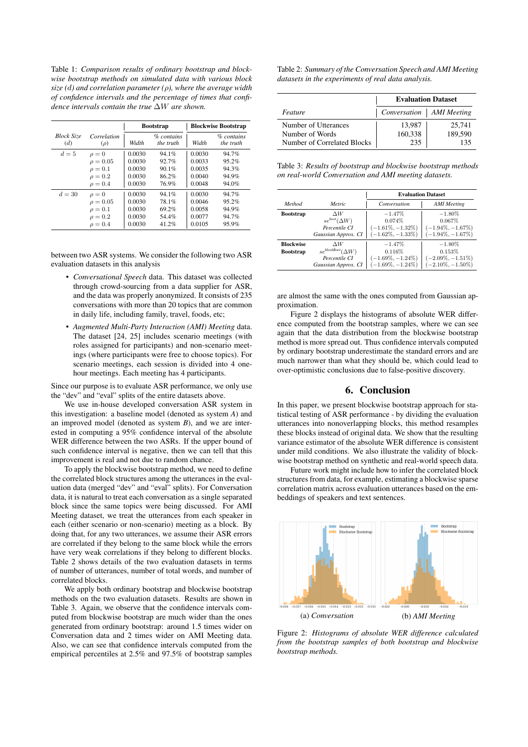Table 1: *Comparison results of ordinary bootstrap and blockwise bootstrap methods on simulated data with various block size (d) and correlation parameter ($\rho$), where the average width of confidence intervals and the percentage of times that confidence intervals contain the true $\Delta W$ are shown.*

| | | Bootstrap | | Blockwise Bootstrap | |
|---|---|---|---|---|---|
| *Block Size (d)* | *Correlation ($\rho$)* | *Width* | *% contains the truth* | *Width* | *% contains the truth* |
| $d = 5$ | $\rho = 0$ | 0.0030 | 94.1% | 0.0030 | 94.7% |
| | $\rho = 0.05$ | 0.0030 | 92.7% | 0.0033 | 95.2% |
| | $\rho = 0.1$ | 0.0030 | 90.1% | 0.0035 | 94.3% |
| | $\rho = 0.2$ | 0.0030 | 86.2% | 0.0040 | 94.9% |
| | $\rho = 0.4$ | 0.0030 | 76.9% | 0.0048 | 94.0% |
| $d = 30$ | $\rho = 0$ | 0.0030 | 94.1% | 0.0030 | 94.7% |
| | $\rho = 0.05$ | 0.0030 | 78.1% | 0.0046 | 95.2% |
| | $\rho = 0.1$ | 0.0030 | 69.2% | 0.0058 | 94.9% |
| | $\rho = 0.2$ | 0.0030 | 54.4% | 0.0077 | 94.7% |
| | $\rho = 0.4$ | 0.0030 | 41.2% | 0.0105 | 95.9% |

between two ASR systems. We consider the following two ASR evaluation datasets in this analysis

- *Conversational Speech* data. This dataset was collected through crowd-sourcing from a data supplier for ASR, and the data was properly anonymized. It consists of 235 conversations with more than 20 topics that are common in daily life, including family, travel, foods, etc;
- *Augmented Multi-Party Interaction (AMI) Meeting* data. The dataset [24, 25] includes scenario meetings (with roles assigned for participants) and non-scenario meetings (where participants were free to choose topics). For scenario meetings, each session is divided into 4 one-hour meetings. Each meeting has 4 participants.

Since our purpose is to evaluate ASR performance, we only use the "dev" and "eval" splits of the entire datasets above.

We use in-house developed conversation ASR system in this investigation: a baseline model (denoted as system *A*) and an improved model (denoted as system *B*), and we are interested in computing a 95% confidence interval of the absolute WER difference between the two ASRs. If the upper bound of such confidence interval is negative, then we can tell that this improvement is real and not due to random chance.

To apply the blockwise bootstrap method, we need to define the correlated block structures among the utterances in the evaluation data (merged "dev" and "eval" splits). For Conversation data, it is natural to treat each conversation as a single separated block since the same topics were being discussed. For AMI Meeting dataset, we treat the utterances from each speaker in each (either scenario or non-scenario) meeting as a block. By doing that, for any two utterances, we assume their ASR errors are correlated if they belong to the same block while the errors have very weak correlations if they belong to different blocks. Table 2 shows details of the two evaluation datasets in terms of number of utterances, number of total words, and number of correlated blocks.

We apply both ordinary bootstrap and blockwise bootstrap methods on the two evaluation datasets. Results are shown in Table 3. Again, we observe that the confidence intervals computed from blockwise bootstrap are much wider than the ones generated from ordinary bootstrap: around 1.5 times wider on Conversation data and 2 times wider on AMI Meeting data. Also, we can see that confidence intervals computed from the empirical percentiles at 2.5% and 97.5% of bootstrap samples are almost the same with the ones computed from Gaussian approximation.

Table 2: *Summary of the Conversation Speech and AMI Meeting datasets in the experiments of real data analysis.*

| | Evaluation Dataset | |
|---|---|---|
| *Feature* | *Conversation* | *AMI Meeting* |
| Number of Utterances | 13,987 | 25,741 |
| Number of Words | 160,338 | 189,590 |
| Number of Correlated Blocks | 235 | 135 |

Table 3: *Results of bootstrap and blockwise bootstrap methods on real-world Conversation and AMI meeting datasets.*

| | | Evaluation Dataset | |
|---|---|---|---|
| *Method* | *Metric* | *Conversation* | *AMI Meeting* |
| **Bootstrap** | $\Delta W$ | $-1.47\%$ | $-1.80\%$ |
| | $se^{boot}(\Delta W)$ | $0.074\%$ | $0.067\%$ |
| | *Percentile CI* | $(-1.61\%, -1.32\%)$ | $(-1.94\%, -1.67\%)$ |
| | *Gaussian Approx. CI* | $(-1.62\%, -1.33\%)$ | $(-1.94\%, -1.67\%)$ |
| **Blockwise Bootstrap** | $\Delta W$ | $-1.47\%$ | $-1.80\%$ |
| | $se^{blockBoot}(\Delta W)$ | $0.116\%$ | $0.153\%$ |
| | *Percentile CI* | $(-1.69\%, -1.24\%)$ | $(-2.09\%, -1.51\%)$ |
| | *Gaussian Approx. CI* | $(-1.69\%, -1.24\%)$ | $(-2.10\%, -1.50\%)$ |

Figure 2 displays the histograms of absolute WER difference computed from the bootstrap samples, where we can see again that the data distribution from the blockwise bootstrap method is more spread out. Thus confidence intervals computed by ordinary bootstrap underestimate the standard errors and are much narrower than what they should be, which could lead to over-optimistic conclusions due to false-positive discovery.

## 6. Conclusion

In this paper, we present blockwise bootstrap approach for statistical testing of ASR performance - by dividing the evaluation utterances into nonoverlapping blocks, this method resamples these blocks instead of original data. We show that the resulting variance estimator of the absolute WER difference is consistent under mild conditions. We also illustrate the validity of blockwise bootstrap method on synthetic and real-world speech data.

Future work might include how to infer the correlated block structures from data, for example, estimating a blockwise sparse correlation matrix across evaluation utterances based on the embeddings of speakers and text sentences.

(a) *Conversation* (b) *AMI Meeting*

Figure 2: *Histograms of absolute WER difference calculated from the bootstrap samples of both bootstrap and blockwise bootstrap methods.*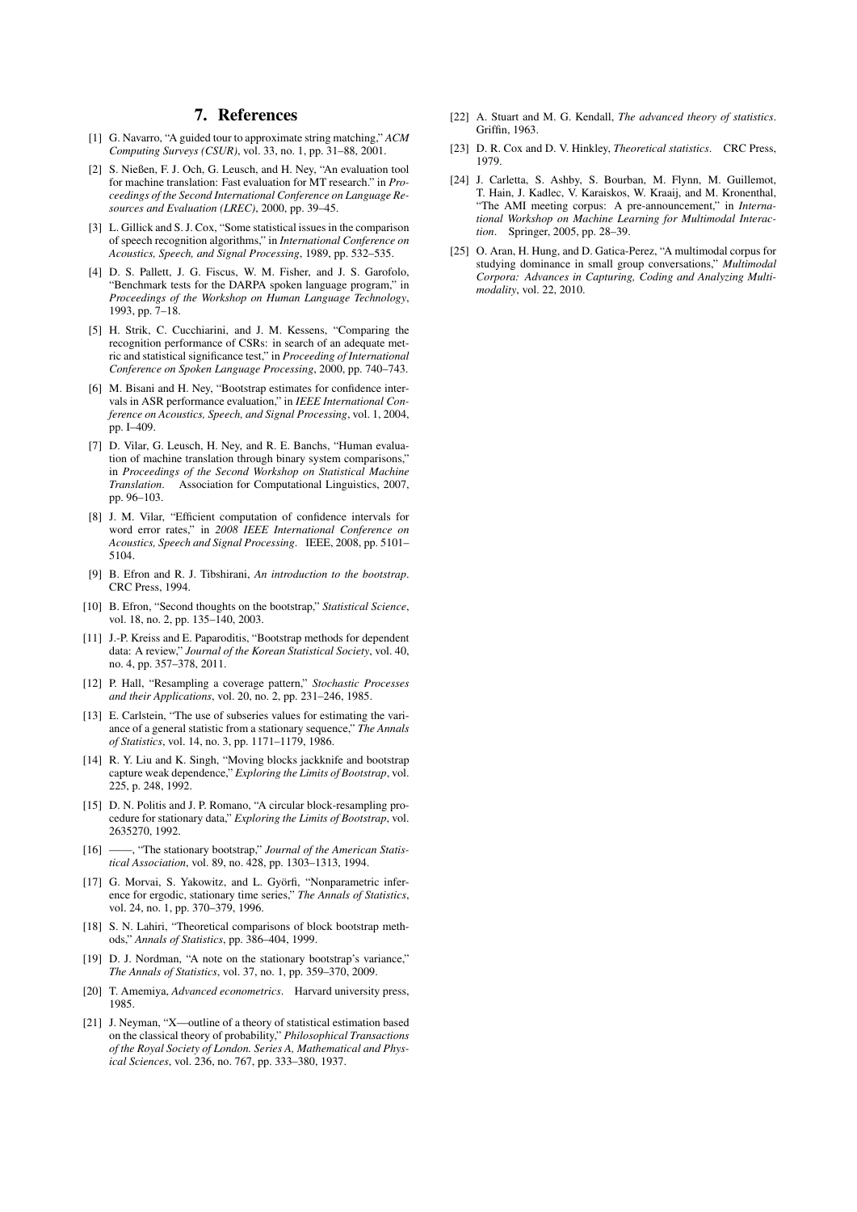# 7. References

[1] G. Navarro, "A guided tour to approximate string matching," *ACM Computing Surveys (CSUR)*, vol. 33, no. 1, pp. 31–88, 2001.

[2] S. Nießen, F. J. Och, G. Leusch, and H. Ney, "An evaluation tool for machine translation: Fast evaluation for MT research." in *Proceedings of the Second International Conference on Language Resources and Evaluation (LREC)*, 2000, pp. 39–45.

[3] L. Gillick and S. J. Cox, "Some statistical issues in the comparison of speech recognition algorithms," in *International Conference on Acoustics, Speech, and Signal Processing*, 1989, pp. 532–535.

[4] D. S. Pallett, J. G. Fiscus, W. M. Fisher, and J. S. Garofolo, "Benchmark tests for the DARPA spoken language program," in *Proceedings of the Workshop on Human Language Technology*, 1993, pp. 7–18.

[5] H. Strik, C. Cucchiarini, and J. M. Kessens, "Comparing the recognition performance of CSRs: in search of an adequate metric and statistical significance test," in *Proceeding of International Conference on Spoken Language Processing*, 2000, pp. 740–743.

[6] M. Bisani and H. Ney, "Bootstrap estimates for confidence intervals in ASR performance evaluation," in *IEEE International Conference on Acoustics, Speech, and Signal Processing*, vol. 1, 2004, pp. I–409.

[7] D. Vilar, G. Leusch, H. Ney, and R. E. Banchs, "Human evaluation of machine translation through binary system comparisons," in *Proceedings of the Second Workshop on Statistical Machine Translation*. Association for Computational Linguistics, 2007, pp. 96–103.

[8] J. M. Vilar, "Efficient computation of confidence intervals for word error rates," in *2008 IEEE International Conference on Acoustics, Speech and Signal Processing*. IEEE, 2008, pp. 5101–5104.

[9] B. Efron and R. J. Tibshirani, *An introduction to the bootstrap*. CRC Press, 1994.

[10] B. Efron, "Second thoughts on the bootstrap," *Statistical Science*, vol. 18, no. 2, pp. 135–140, 2003.

[11] J.-P. Kreiss and E. Paparoditis, "Bootstrap methods for dependent data: A review," *Journal of the Korean Statistical Society*, vol. 40, no. 4, pp. 357–378, 2011.

[12] P. Hall, "Resampling a coverage pattern," *Stochastic Processes and their Applications*, vol. 20, no. 2, pp. 231–246, 1985.

[13] E. Carlstein, "The use of subseries values for estimating the variance of a general statistic from a stationary sequence," *The Annals of Statistics*, vol. 14, no. 3, pp. 1171–1179, 1986.

[14] R. Y. Liu and K. Singh, "Moving blocks jackknife and bootstrap capture weak dependence," *Exploring the Limits of Bootstrap*, vol. 225, p. 248, 1992.

[15] D. N. Politis and J. P. Romano, "A circular block-resampling procedure for stationary data," *Exploring the Limits of Bootstrap*, vol. 2635270, 1992.

[16] ——, "The stationary bootstrap," *Journal of the American Statistical Association*, vol. 89, no. 428, pp. 1303–1313, 1994.

[17] G. Morvai, S. Yakowitz, and L. Györfi, "Nonparametric inference for ergodic, stationary time series," *The Annals of Statistics*, vol. 24, no. 1, pp. 370–379, 1996.

[18] S. N. Lahiri, "Theoretical comparisons of block bootstrap methods," *Annals of Statistics*, pp. 386–404, 1999.

[19] D. J. Nordman, "A note on the stationary bootstrap's variance," *The Annals of Statistics*, vol. 37, no. 1, pp. 359–370, 2009.

[20] T. Amemiya, *Advanced econometrics*. Harvard university press, 1985.

[21] J. Neyman, "X—outline of a theory of statistical estimation based on the classical theory of probability," *Philosophical Transactions of the Royal Society of London. Series A, Mathematical and Physical Sciences*, vol. 236, no. 767, pp. 333–380, 1937.

[22] A. Stuart and M. G. Kendall, *The advanced theory of statistics*. Griffin, 1963.

[23] D. R. Cox and D. V. Hinkley, *Theoretical statistics*. CRC Press, 1979.

[24] J. Carletta, S. Ashby, S. Bourban, M. Flynn, M. Guillemot, T. Hain, J. Kadlec, V. Karaiskos, W. Kraaij, and M. Kronenthal, "The AMI meeting corpus: A pre-announcement," in *International Workshop on Machine Learning for Multimodal Interaction*. Springer, 2005, pp. 28–39.

[25] O. Aran, H. Hung, and D. Gatica-Perez, "A multimodal corpus for studying dominance in small group conversations," *Multimodal Corpora: Advances in Capturing, Coding and Analyzing Multimodality*, vol. 22, 2010.